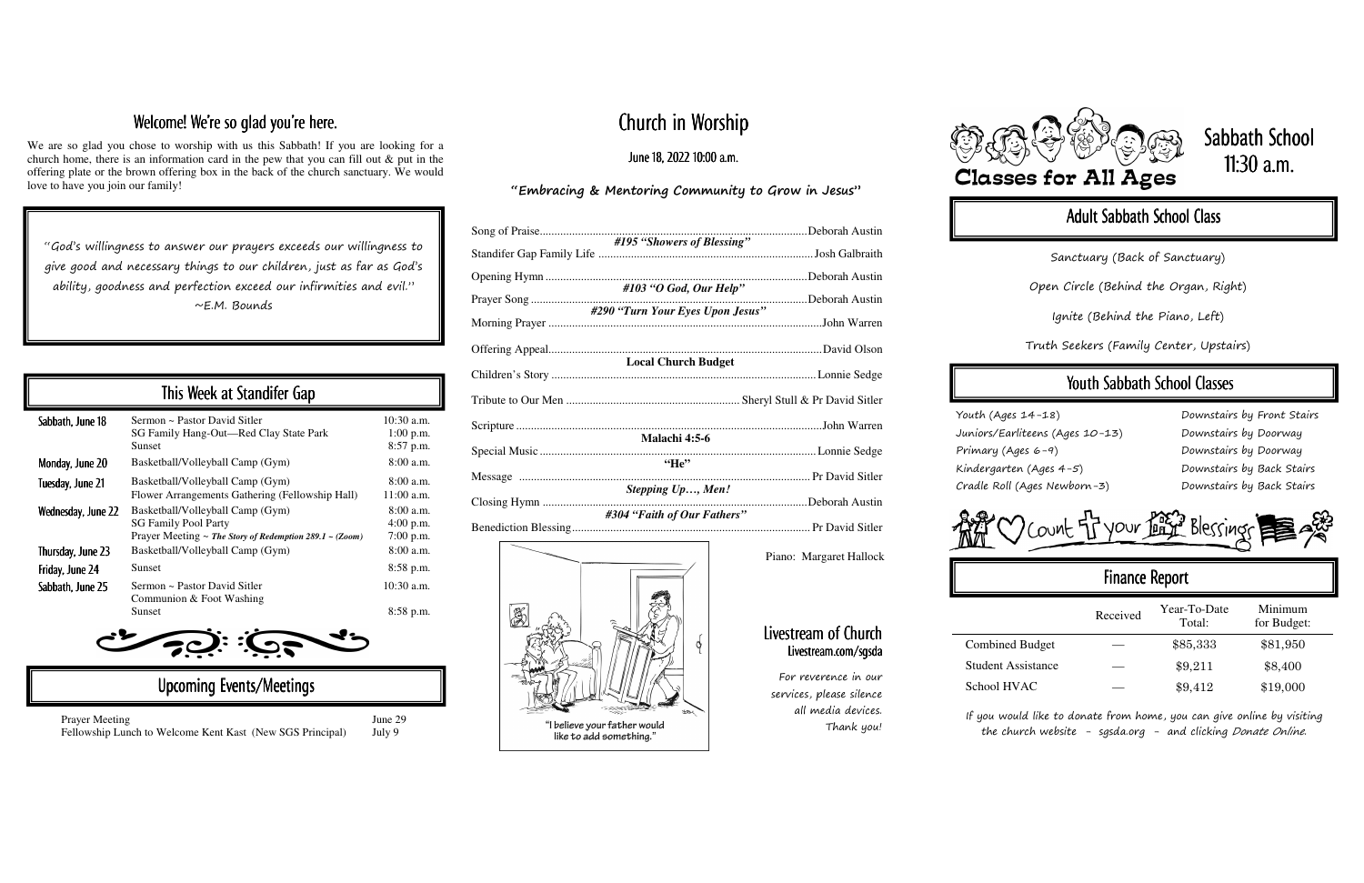## Welcome! We're so glad you're here.

We are so glad you chose to worship with us this Sabbath! If you are looking for a church home, there is an information card in the pew that you can fill out & put in the offering plate or the brown offering box in the back of the church sanctuary. We would love to have you join our family!

"God's willingness to answer our prayers exceeds our willingness to give good and necessary things to our children, just as far as God's ability, goodness and perfection exceed our infirmities and evil."
~E.M. Bounds

## This Week at Standifer Gap

| | | |
|---|---|---|
| Sabbath, June 18 | Sermon ~ Pastor David Sitler | 10:30 a.m. |
| | SG Family Hang-Out—Red Clay State Park | 1:00 p.m. |
| | Sunset | 8:57 p.m. |
| Monday, June 20 | Basketball/Volleyball Camp (Gym) | 8:00 a.m. |
| Tuesday, June 21 | Basketball/Volleyball Camp (Gym) | 8:00 a.m. |
| | Flower Arrangements Gathering (Fellowship Hall) | 11:00 a.m. |
| Wednesday, June 22 | Basketball/Volleyball Camp (Gym) | 8:00 a.m. |
| | SG Family Pool Party | 4:00 p.m. |
| | Prayer Meeting ~ *The Story of Redemption 289.1 ~ (Zoom)* | 7:00 p.m. |
| Thursday, June 23 | Basketball/Volleyball Camp (Gym) | 8:00 a.m. |
| Friday, June 24 | Sunset | 8:58 p.m. |
| Sabbath, June 25 | Sermon ~ Pastor David Sitler | 10:30 a.m. |
| | Communion & Foot Washing | |
| | Sunset | 8:58 p.m. |

## Upcoming Events/Meetings

| | |
|---|---|
| Prayer Meeting | June 29 |
| Fellowship Lunch to Welcome Kent Kast (New SGS Principal) | July 9 |

# Church in Worship

June 18, 2022 10:00 a.m.

**"Embracing & Mentoring Community to Grow in Jesus"**

Song of Praise .......... Deborah Austin
*#195 "Showers of Blessing"*
Standifer Gap Family Life .......... Josh Galbraith
Opening Hymn .......... Deborah Austin
*#103 "O God, Our Help"*
Prayer Song .......... Deborah Austin
*#290 "Turn Your Eyes Upon Jesus"*
Morning Prayer .......... John Warren
Offering Appeal .......... David Olson
**Local Church Budget**
Children's Story .......... Lonnie Sedge
Tribute to Our Men .......... Sheryl Stull & Pr David Sitler
Scripture .......... John Warren
**Malachi 4:5-6**
Special Music .......... Lonnie Sedge
**"He"**
Message .......... Pr David Sitler
*Stepping Up…, Men!*
Closing Hymn .......... Deborah Austin
*#304 "Faith of Our Fathers"*
Benediction Blessing .......... Pr David Sitler

Piano: Margaret Hallock

"I believe your father would like to add something."

## Livestream of Church
Livestream.com/sgsda

For reverence in our services, please silence all media devices. Thank you!

# Classes for All Ages

# Sabbath School 11:30 a.m.

## Adult Sabbath School Class

Sanctuary (Back of Sanctuary)

Open Circle (Behind the Organ, Right)

Ignite (Behind the Piano, Left)

Truth Seekers (Family Center, Upstairs)

## Youth Sabbath School Classes

| | |
|---|---|
| Youth (Ages 14-18) | Downstairs by Front Stairs |
| Juniors/Earliteens (Ages 10-13) | Downstairs by Doorway |
| Primary (Ages 6-9) | Downstairs by Doorway |
| Kindergarten (Ages 4-5) | Downstairs by Back Stairs |
| Cradle Roll (Ages Newborn-3) | Downstairs by Back Stairs |

Count your Blessings

## Finance Report

| | Received | Year-To-Date Total: | Minimum for Budget: |
|---|---|---|---|
| Combined Budget | — | $85,333 | $81,950 |
| Student Assistance | — | $9,211 | $8,400 |
| School HVAC | — | $9,412 | $19,000 |

If you would like to donate from home, you can give online by visiting the church website - sgsda.org - and clicking *Donate Online*.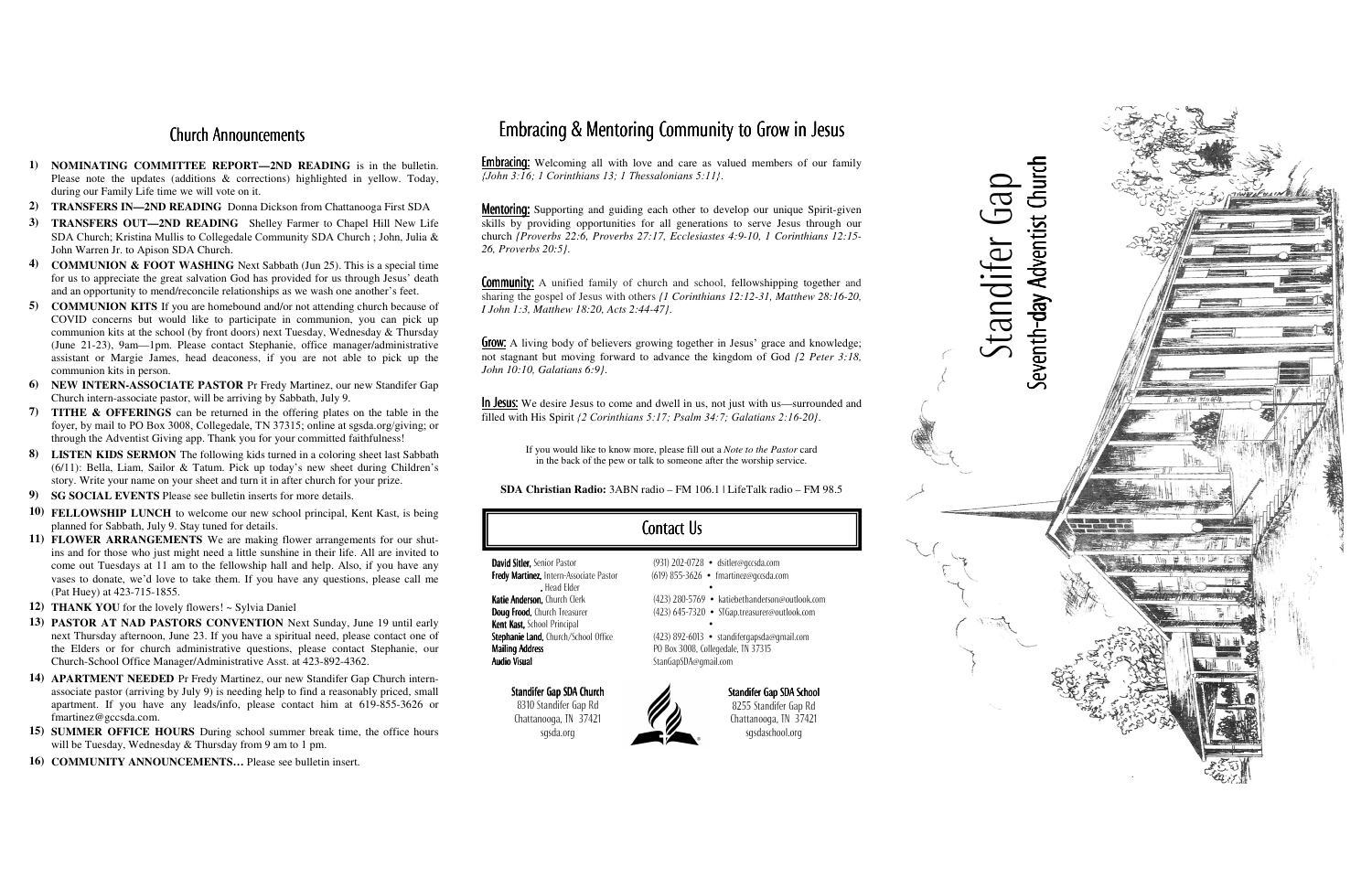## Church Announcements

1) **NOMINATING COMMITTEE REPORT—2ND READING** is in the bulletin. Please note the updates (additions & corrections) highlighted in yellow. Today, during our Family Life time we will vote on it.
2) **TRANSFERS IN—2ND READING** Donna Dickson from Chattanooga First SDA
3) **TRANSFERS OUT—2ND READING** Shelley Farmer to Chapel Hill New Life SDA Church; Kristina Mullis to Collegedale Community SDA Church ; John, Julia & John Warren Jr. to Apison SDA Church.
4) **COMMUNION & FOOT WASHING** Next Sabbath (Jun 25). This is a special time for us to appreciate the great salvation God has provided for us through Jesus' death and an opportunity to mend/reconcile relationships as we wash one another's feet.
5) **COMMUNION KITS** If you are homebound and/or not attending church because of COVID concerns but would like to participate in communion, you can pick up communion kits at the school (by front doors) next Tuesday, Wednesday & Thursday (June 21-23), 9am—1pm. Please contact Stephanie, office manager/administrative assistant or Margie James, head deaconess, if you are not able to pick up the communion kits in person.
6) **NEW INTERN-ASSOCIATE PASTOR** Pr Fredy Martinez, our new Standifer Gap Church intern-associate pastor, will be arriving by Sabbath, July 9.
7) **TITHE & OFFERINGS** can be returned in the offering plates on the table in the foyer, by mail to PO Box 3008, Collegedale, TN 37315; online at sgsda.org/giving; or through the Adventist Giving app. Thank you for your committed faithfulness!
8) **LISTEN KIDS SERMON** The following kids turned in a coloring sheet last Sabbath (6/11): Bella, Liam, Sailor & Tatum. Pick up today's new sheet during Children's story. Write your name on your sheet and turn it in after church for your prize.
9) **SG SOCIAL EVENTS** Please see bulletin inserts for more details.
10) **FELLOWSHIP LUNCH** to welcome our new school principal, Kent Kast, is being planned for Sabbath, July 9. Stay tuned for details.
11) **FLOWER ARRANGEMENTS** We are making flower arrangements for our shut-ins and for those who just might need a little sunshine in their life. All are invited to come out Tuesdays at 11 am to the fellowship hall and help. Also, if you have any vases to donate, we'd love to take them. If you have any questions, please call me (Pat Huey) at 423-715-1855.
12) **THANK YOU** for the lovely flowers! ~ Sylvia Daniel
13) **PASTOR AT NAD PASTORS CONVENTION** Next Sunday, June 19 until early next Thursday afternoon, June 23. If you have a spiritual need, please contact one of the Elders or for church administrative questions, please contact Stephanie, our Church-School Office Manager/Administrative Asst. at 423-892-4362.
14) **APARTMENT NEEDED** Pr Fredy Martinez, our new Standifer Gap Church intern-associate pastor (arriving by July 9) is needing help to find a reasonably priced, small apartment. If you have any leads/info, please contact him at 619-855-3626 or fmartinez@gccsda.com.
15) **SUMMER OFFICE HOURS** During school summer break time, the office hours will be Tuesday, Wednesday & Thursday from 9 am to 1 pm.
16) **COMMUNITY ANNOUNCEMENTS…** Please see bulletin insert.

## Embracing & Mentoring Community to Grow in Jesus

**Embracing:** Welcoming all with love and care as valued members of our family *{John 3:16; 1 Corinthians 13; 1 Thessalonians 5:11}*.

**Mentoring:** Supporting and guiding each other to develop our unique Spirit-given skills by providing opportunities for all generations to serve Jesus through our church *{Proverbs 22:6, Proverbs 27:17, Ecclesiastes 4:9-10, 1 Corinthians 12:15-26, Proverbs 20:5}*.

**Community:** A unified family of church and school, fellowshipping together and sharing the gospel of Jesus with others *{1 Corinthians 12:12-31, Matthew 28:16-20, I John 1:3, Matthew 18:20, Acts 2:44-47}*.

**Grow:** A living body of believers growing together in Jesus' grace and knowledge; not stagnant but moving forward to advance the kingdom of God *{2 Peter 3:18, John 10:10, Galatians 6:9}*.

**In Jesus:** We desire Jesus to come and dwell in us, not just with us—surrounded and filled with His Spirit *{2 Corinthians 5:17; Psalm 34:7; Galatians 2:16-20}*.

If you would like to know more, please fill out a *Note to the Pastor* card in the back of the pew or talk to someone after the worship service.

**SDA Christian Radio:** 3ABN radio – FM 106.1 | LifeTalk radio – FM 98.5

## Contact Us

| | |
|---|---|
| **David Sitler,** Senior Pastor | (931) 202-0728 • dsitler@gccsda.com |
| **Fredy Martinez,** Intern-Associate Pastor | (619) 855-3626 • fmartinez@gccsda.com |
| , Head Elder | • |
| **Katie Anderson,** Church Clerk | (423) 280-5769 • katiebethanderson@outlook.com |
| **Doug Frood,** Church Treasurer | (423) 645-7320 • STGap.treasurer@outlook.com |
| **Kent Kast,** School Principal | • |
| **Stephanie Land,** Church/School Office | (423) 892-6013 • standifergapsda@gmail.com |
| **Mailing Address** | PO Box 3008, Collegedale, TN 37315 |
| **Audio Visual** | StanGapSDA@gmail.com |

**Standifer Gap SDA Church**
8310 Standifer Gap Rd
Chattanooga, TN 37421
sgsda.org

**Standifer Gap SDA School**
8255 Standifer Gap Rd
Chattanooga, TN 37421
sgsdaschool.org

# Standifer Gap
## Seventh-day Adventist Church